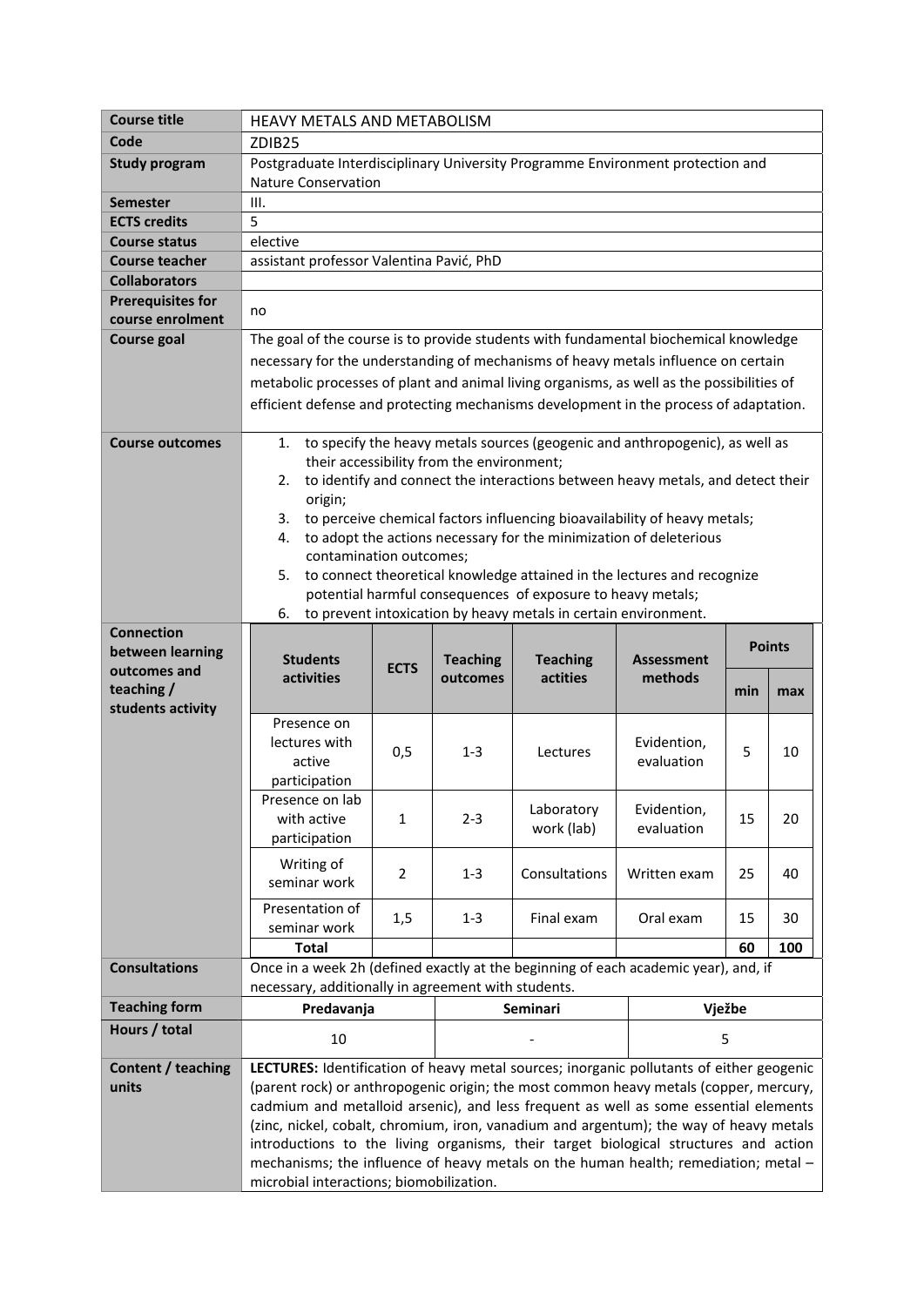| Course title | HEAVY METALS AND METABOLISM | | | | | | |
|---|---|---|---|---|---|---|---|
| Code | ZDIB25 | | | | | | |
| Study program | Postgraduate Interdisciplinary University Programme Environment protection and Nature Conservation | | | | | | |
| Semester | III. | | | | | | |
| ECTS credits | 5 | | | | | | |
| Course status | elective | | | | | | |
| Course teacher | assistant professor Valentina Pavić, PhD | | | | | | |
| Collaborators | | | | | | | |
| Prerequisites for course enrolment | no | | | | | | |
| Course goal | The goal of the course is to provide students with fundamental biochemical knowledge necessary for the understanding of mechanisms of heavy metals influence on certain metabolic processes of plant and animal living organisms, as well as the possibilities of efficient defense and protecting mechanisms development in the process of adaptation. | | | | | | |
| Course outcomes | 1. to specify the heavy metals sources (geogenic and anthropogenic), as well as their accessibility from the environment;<br>2. to identify and connect the interactions between heavy metals, and detect their origin;<br>3. to perceive chemical factors influencing bioavailability of heavy metals;<br>4. to adopt the actions necessary for the minimization of deleterious contamination outcomes;<br>5. to connect theoretical knowledge attained in the lectures and recognize potential harmful consequences of exposure to heavy metals;<br>6. to prevent intoxication by heavy metals in certain environment. | | | | | | |

**Connection between learning outcomes and teaching / students activity**

| Students activities | ECTS | Teaching outcomes | Teaching actities | Assessment methods | Points | |
|---|---|---|---|---|---|---|
| | | | | | min | max |
| Presence on lectures with active participation | 0,5 | 1-3 | Lectures | Evidention, evaluation | 5 | 10 |
| Presence on lab with active participation | 1 | 2-3 | Laboratory work (lab) | Evidention, evaluation | 15 | 20 |
| Writing of seminar work | 2 | 1-3 | Consultations | Written exam | 25 | 40 |
| Presentation of seminar work | 1,5 | 1-3 | Final exam | Oral exam | 15 | 30 |
| **Total** | | | | | **60** | **100** |

| Consultations | Once in a week 2h (defined exactly at the beginning of each academic year), and, if necessary, additionally in agreement with students. | | |
|---|---|---|---|
| Teaching form | **Predavanja** | **Seminari** | **Vježbe** |
| Hours / total | 10 | - | 5 |

**Content / teaching units**

**LECTURES:** Identification of heavy metal sources; inorganic pollutants of either geogenic (parent rock) or anthropogenic origin; the most common heavy metals (copper, mercury, cadmium and metalloid arsenic), and less frequent as well as some essential elements (zinc, nickel, cobalt, chromium, iron, vanadium and argentum); the way of heavy metals introductions to the living organisms, their target biological structures and action mechanisms; the influence of heavy metals on the human health; remediation; metal – microbial interactions; biomobilization.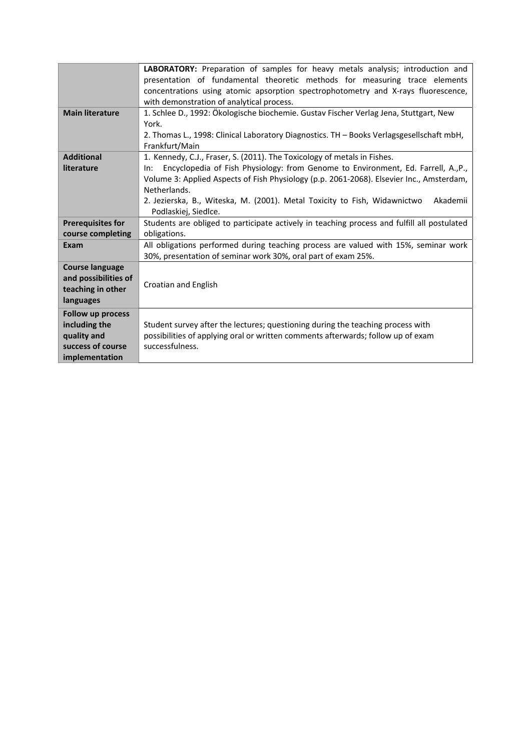| | |
|---|---|
| | **LABORATORY:** Preparation of samples for heavy metals analysis; introduction and presentation of fundamental theoretic methods for measuring trace elements concentrations using atomic apsorption spectrophotometry and X-rays fluorescence, with demonstration of analytical process. |
| **Main literature** | 1. Schlee D., 1992: Ökologische biochemie. Gustav Fischer Verlag Jena, Stuttgart, New York.<br>2. Thomas L., 1998: Clinical Laboratory Diagnostics. TH – Books Verlagsgesellschaft mbH, Frankfurt/Main |
| **Additional literature** | 1. Kennedy, C.J., Fraser, S. (2011). The Toxicology of metals in Fishes.<br>In: Encyclopedia of Fish Physiology: from Genome to Environment, Ed. Farrell, A.,P., Volume 3: Applied Aspects of Fish Physiology (p.p. 2061-2068). Elsevier Inc., Amsterdam, Netherlands.<br>2. Jezierska, B., Witeska, M. (2001). Metal Toxicity to Fish, Widawnictwo Akademii Podlaskiej, Siedlce. |
| **Prerequisites for course completing** | Students are obliged to participate actively in teaching process and fulfill all postulated obligations. |
| **Exam** | All obligations performed during teaching process are valued with 15%, seminar work 30%, presentation of seminar work 30%, oral part of exam 25%. |
| **Course language and possibilities of teaching in other languages** | Croatian and English |
| **Follow up process including the quality and success of course implementation** | Student survey after the lectures; questioning during the teaching process with possibilities of applying oral or written comments afterwards; follow up of exam successfulness. |